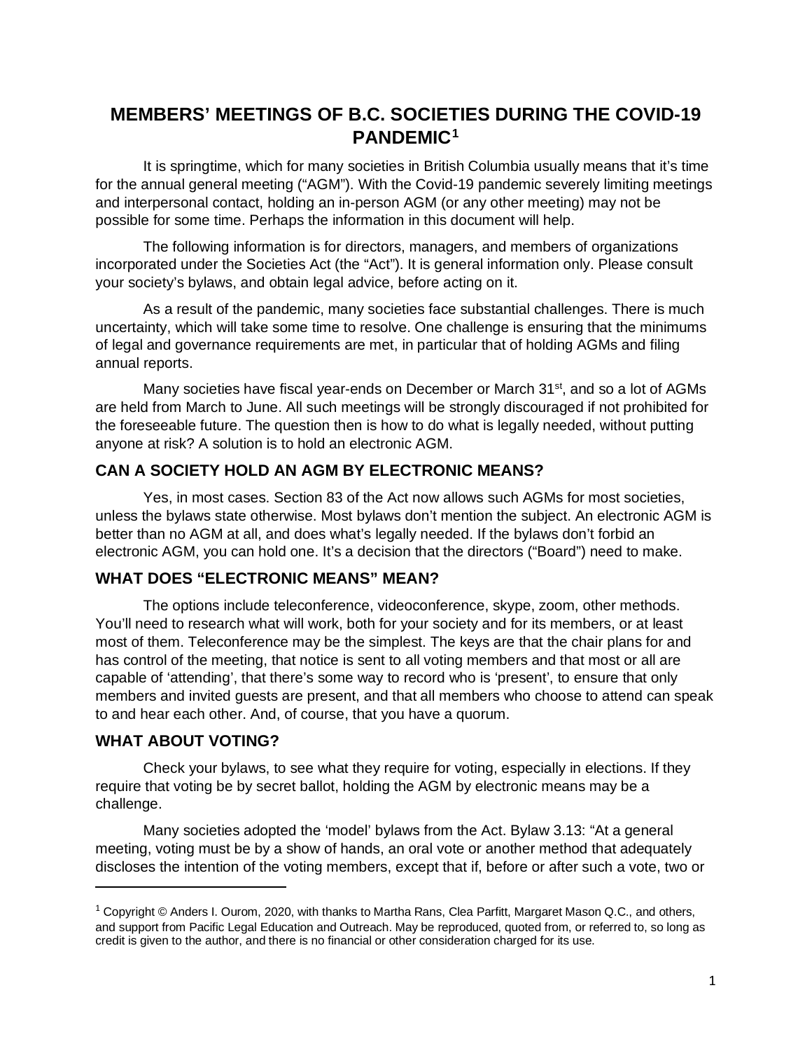# MEMBERS' MEETINGS OF B.C. SOCIETIES DURING THE COVID-19 PANDEMIC[1]

It is springtime, which for many societies in British Columbia usually means that it's time for the annual general meeting ("AGM"). With the Covid-19 pandemic severely limiting meetings and interpersonal contact, holding an in-person AGM (or any other meeting) may not be possible for some time. Perhaps the information in this document will help.

The following information is for directors, managers, and members of organizations incorporated under the Societies Act (the "Act"). It is general information only. Please consult your society's bylaws, and obtain legal advice, before acting on it.

As a result of the pandemic, many societies face substantial challenges. There is much uncertainty, which will take some time to resolve. One challenge is ensuring that the minimums of legal and governance requirements are met, in particular that of holding AGMs and filing annual reports.

Many societies have fiscal year-ends on December or March 31st, and so a lot of AGMs are held from March to June. All such meetings will be strongly discouraged if not prohibited for the foreseeable future. The question then is how to do what is legally needed, without putting anyone at risk? A solution is to hold an electronic AGM.

## CAN A SOCIETY HOLD AN AGM BY ELECTRONIC MEANS?

Yes, in most cases. Section 83 of the Act now allows such AGMs for most societies, unless the bylaws state otherwise. Most bylaws don't mention the subject. An electronic AGM is better than no AGM at all, and does what's legally needed. If the bylaws don't forbid an electronic AGM, you can hold one. It's a decision that the directors ("Board") need to make.

## WHAT DOES "ELECTRONIC MEANS" MEAN?

The options include teleconference, videoconference, skype, zoom, other methods. You'll need to research what will work, both for your society and for its members, or at least most of them. Teleconference may be the simplest. The keys are that the chair plans for and has control of the meeting, that notice is sent to all voting members and that most or all are capable of 'attending', that there's some way to record who is 'present', to ensure that only members and invited guests are present, and that all members who choose to attend can speak to and hear each other. And, of course, that you have a quorum.

## WHAT ABOUT VOTING?

Check your bylaws, to see what they require for voting, especially in elections. If they require that voting be by secret ballot, holding the AGM by electronic means may be a challenge.

Many societies adopted the 'model' bylaws from the Act. Bylaw 3.13: "At a general meeting, voting must be by a show of hands, an oral vote or another method that adequately discloses the intention of the voting members, except that if, before or after such a vote, two or

---

[1] Copyright © Anders I. Ourom, 2020, with thanks to Martha Rans, Clea Parfitt, Margaret Mason Q.C., and others, and support from Pacific Legal Education and Outreach. May be reproduced, quoted from, or referred to, so long as credit is given to the author, and there is no financial or other consideration charged for its use.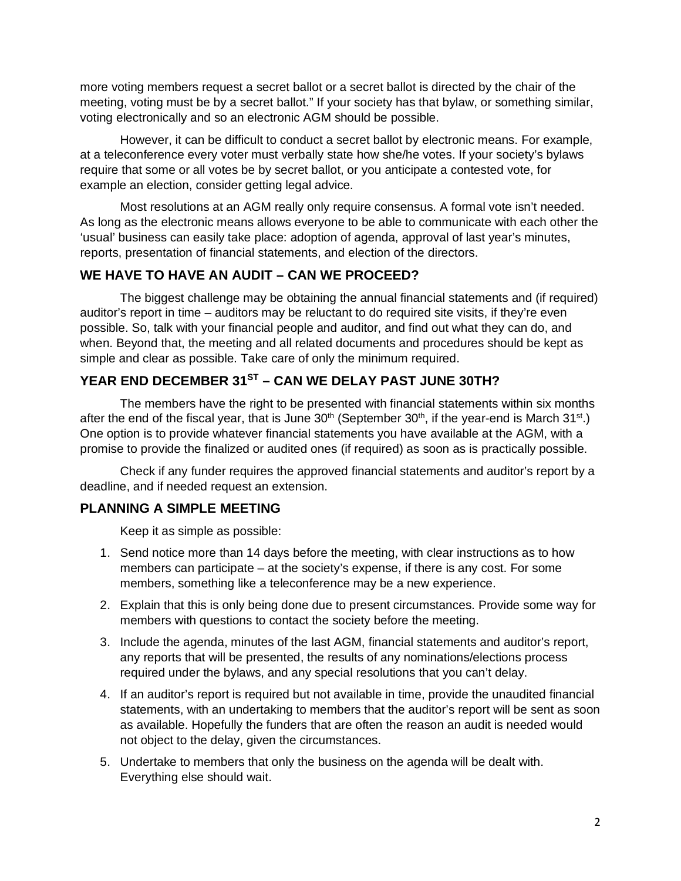more voting members request a secret ballot or a secret ballot is directed by the chair of the meeting, voting must be by a secret ballot." If your society has that bylaw, or something similar, voting electronically and so an electronic AGM should be possible.

However, it can be difficult to conduct a secret ballot by electronic means. For example, at a teleconference every voter must verbally state how she/he votes. If your society's bylaws require that some or all votes be by secret ballot, or you anticipate a contested vote, for example an election, consider getting legal advice.

Most resolutions at an AGM really only require consensus. A formal vote isn't needed. As long as the electronic means allows everyone to be able to communicate with each other the 'usual' business can easily take place: adoption of agenda, approval of last year's minutes, reports, presentation of financial statements, and election of the directors.

## WE HAVE TO HAVE AN AUDIT – CAN WE PROCEED?

The biggest challenge may be obtaining the annual financial statements and (if required) auditor's report in time – auditors may be reluctant to do required site visits, if they're even possible. So, talk with your financial people and auditor, and find out what they can do, and when. Beyond that, the meeting and all related documents and procedures should be kept as simple and clear as possible. Take care of only the minimum required.

## YEAR END DECEMBER 31ST – CAN WE DELAY PAST JUNE 30TH?

The members have the right to be presented with financial statements within six months after the end of the fiscal year, that is June 30th (September 30th, if the year-end is March 31st.) One option is to provide whatever financial statements you have available at the AGM, with a promise to provide the finalized or audited ones (if required) as soon as is practically possible.

Check if any funder requires the approved financial statements and auditor's report by a deadline, and if needed request an extension.

## PLANNING A SIMPLE MEETING

Keep it as simple as possible:

1. Send notice more than 14 days before the meeting, with clear instructions as to how members can participate – at the society's expense, if there is any cost. For some members, something like a teleconference may be a new experience.
2. Explain that this is only being done due to present circumstances. Provide some way for members with questions to contact the society before the meeting.
3. Include the agenda, minutes of the last AGM, financial statements and auditor's report, any reports that will be presented, the results of any nominations/elections process required under the bylaws, and any special resolutions that you can't delay.
4. If an auditor's report is required but not available in time, provide the unaudited financial statements, with an undertaking to members that the auditor's report will be sent as soon as available. Hopefully the funders that are often the reason an audit is needed would not object to the delay, given the circumstances.
5. Undertake to members that only the business on the agenda will be dealt with. Everything else should wait.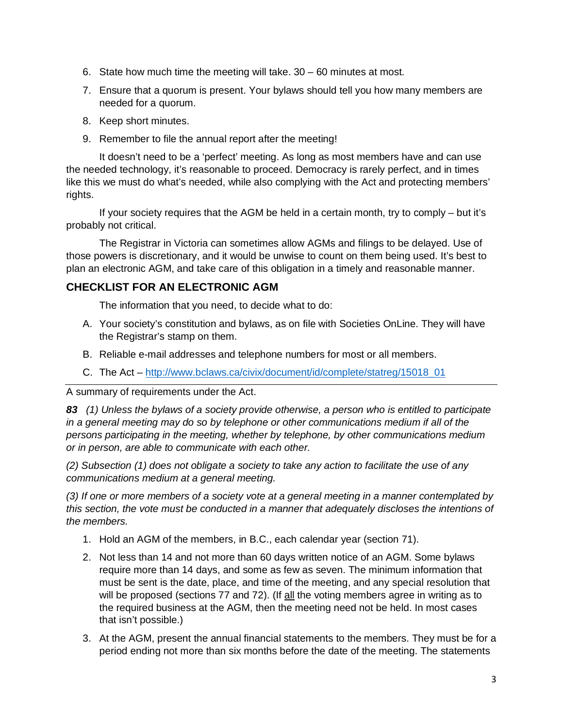6. State how much time the meeting will take. 30 – 60 minutes at most.
7. Ensure that a quorum is present. Your bylaws should tell you how many members are needed for a quorum.
8. Keep short minutes.
9. Remember to file the annual report after the meeting!

It doesn't need to be a 'perfect' meeting. As long as most members have and can use the needed technology, it's reasonable to proceed. Democracy is rarely perfect, and in times like this we must do what's needed, while also complying with the Act and protecting members' rights.

If your society requires that the AGM be held in a certain month, try to comply – but it's probably not critical.

The Registrar in Victoria can sometimes allow AGMs and filings to be delayed. Use of those powers is discretionary, and it would be unwise to count on them being used. It's best to plan an electronic AGM, and take care of this obligation in a timely and reasonable manner.

## CHECKLIST FOR AN ELECTRONIC AGM

The information that you need, to decide what to do:

A. Your society's constitution and bylaws, as on file with Societies OnLine. They will have the Registrar's stamp on them.

B. Reliable e-mail addresses and telephone numbers for most or all members.

C. The Act – [http://www.bclaws.ca/civix/document/id/complete/statreg/15018_01](http://www.bclaws.ca/civix/document/id/complete/statreg/15018_01)

---

A summary of requirements under the Act.

***83*** *(1) Unless the bylaws of a society provide otherwise, a person who is entitled to participate in a general meeting may do so by telephone or other communications medium if all of the persons participating in the meeting, whether by telephone, by other communications medium or in person, are able to communicate with each other.*

*(2) Subsection (1) does not obligate a society to take any action to facilitate the use of any communications medium at a general meeting.*

*(3) If one or more members of a society vote at a general meeting in a manner contemplated by this section, the vote must be conducted in a manner that adequately discloses the intentions of the members.*

1. Hold an AGM of the members, in B.C., each calendar year (section 71).
2. Not less than 14 and not more than 60 days written notice of an AGM. Some bylaws require more than 14 days, and some as few as seven. The minimum information that must be sent is the date, place, and time of the meeting, and any special resolution that will be proposed (sections 77 and 72). (If <u>all</u> the voting members agree in writing as to the required business at the AGM, then the meeting need not be held. In most cases that isn't possible.)
3. At the AGM, present the annual financial statements to the members. They must be for a period ending not more than six months before the date of the meeting. The statements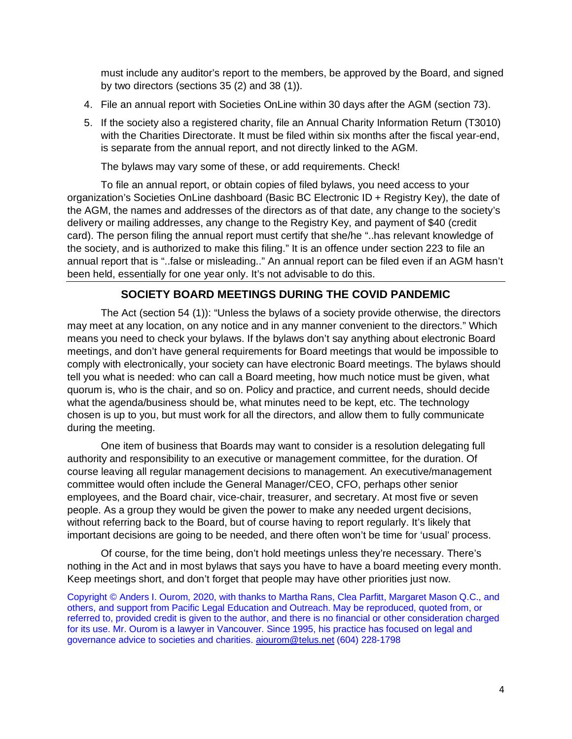must include any auditor's report to the members, be approved by the Board, and signed by two directors (sections 35 (2) and 38 (1)).

4. File an annual report with Societies OnLine within 30 days after the AGM (section 73).
5. If the society also a registered charity, file an Annual Charity Information Return (T3010) with the Charities Directorate. It must be filed within six months after the fiscal year-end, is separate from the annual report, and not directly linked to the AGM.

   The bylaws may vary some of these, or add requirements. Check!

To file an annual report, or obtain copies of filed bylaws, you need access to your organization's Societies OnLine dashboard (Basic BC Electronic ID + Registry Key), the date of the AGM, the names and addresses of the directors as of that date, any change to the society's delivery or mailing addresses, any change to the Registry Key, and payment of $40 (credit card). The person filing the annual report must certify that she/he "..has relevant knowledge of the society, and is authorized to make this filing." It is an offence under section 223 to file an annual report that is "..false or misleading.." An annual report can be filed even if an AGM hasn't been held, essentially for one year only. It's not advisable to do this.

## SOCIETY BOARD MEETINGS DURING THE COVID PANDEMIC

The Act (section 54 (1)): "Unless the bylaws of a society provide otherwise, the directors may meet at any location, on any notice and in any manner convenient to the directors." Which means you need to check your bylaws. If the bylaws don't say anything about electronic Board meetings, and don't have general requirements for Board meetings that would be impossible to comply with electronically, your society can have electronic Board meetings. The bylaws should tell you what is needed: who can call a Board meeting, how much notice must be given, what quorum is, who is the chair, and so on. Policy and practice, and current needs, should decide what the agenda/business should be, what minutes need to be kept, etc. The technology chosen is up to you, but must work for all the directors, and allow them to fully communicate during the meeting.

One item of business that Boards may want to consider is a resolution delegating full authority and responsibility to an executive or management committee, for the duration. Of course leaving all regular management decisions to management. An executive/management committee would often include the General Manager/CEO, CFO, perhaps other senior employees, and the Board chair, vice-chair, treasurer, and secretary. At most five or seven people. As a group they would be given the power to make any needed urgent decisions, without referring back to the Board, but of course having to report regularly. It's likely that important decisions are going to be needed, and there often won't be time for 'usual' process.

Of course, for the time being, don't hold meetings unless they're necessary. There's nothing in the Act and in most bylaws that says you have to have a board meeting every month. Keep meetings short, and don't forget that people may have other priorities just now.

Copyright © Anders I. Ourom, 2020, with thanks to Martha Rans, Clea Parfitt, Margaret Mason Q.C., and others, and support from Pacific Legal Education and Outreach. May be reproduced, quoted from, or referred to, provided credit is given to the author, and there is no financial or other consideration charged for its use. Mr. Ourom is a lawyer in Vancouver. Since 1995, his practice has focused on legal and governance advice to societies and charities. aiourom@telus.net (604) 228-1798